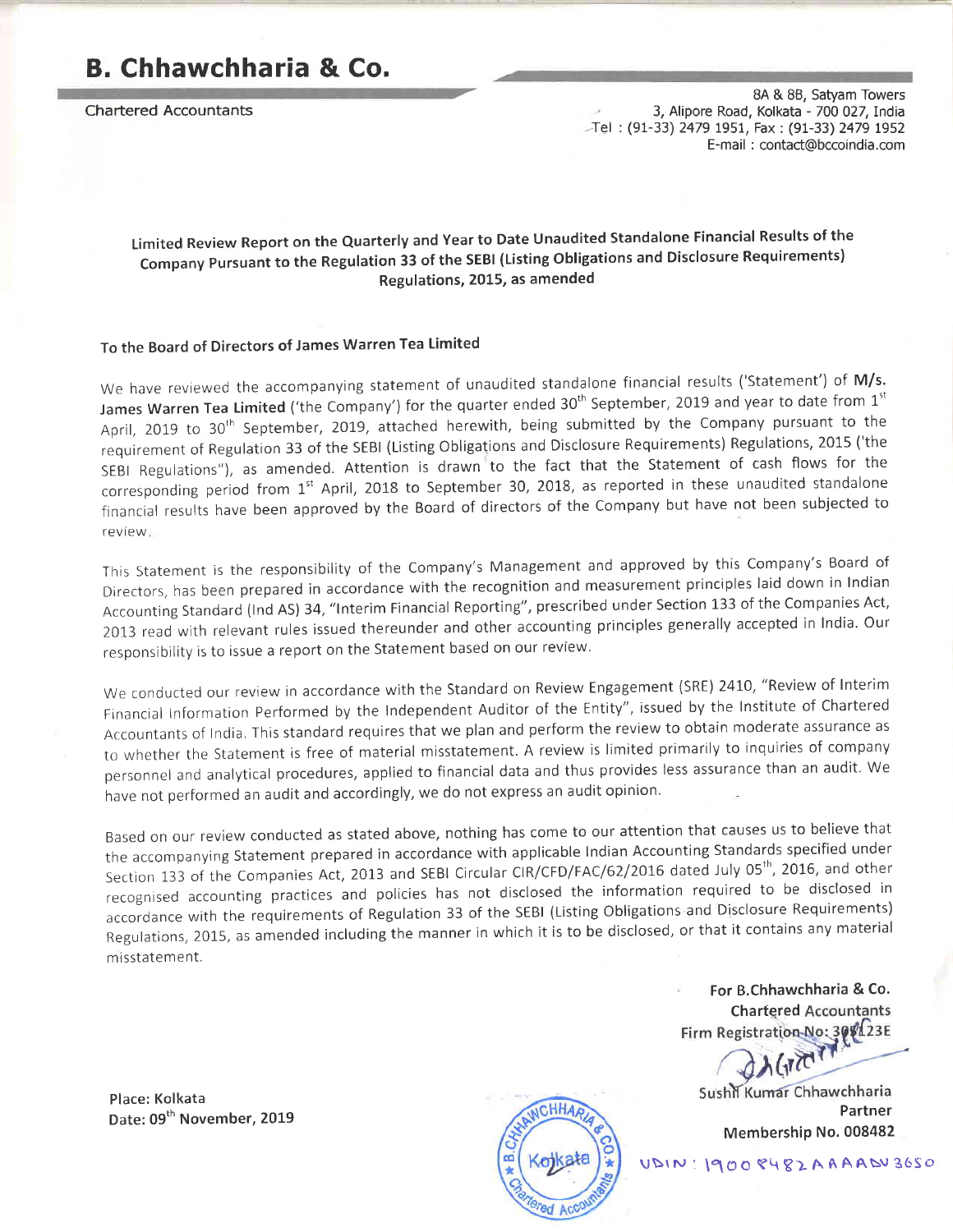# B. Chhawchharia & Co.

Chartered Accountants

8A & 8B, Satyam Towers
3, Alipore Road, Kolkata - 700 027, India
Tel : (91-33) 2479 1951, Fax : (91-33) 2479 1952
E-mail : contact@bccoindia.com

## Limited Review Report on the Quarterly and Year to Date Unaudited Standalone Financial Results of the Company Pursuant to the Regulation 33 of the SEBI (Listing Obligations and Disclosure Requirements) Regulations, 2015, as amended

**To the Board of Directors of James Warren Tea Limited**

We have reviewed the accompanying statement of unaudited standalone financial results ('Statement') of **M/s. James Warren Tea Limited** ('the Company') for the quarter ended 30th September, 2019 and year to date from 1st April, 2019 to 30th September, 2019, attached herewith, being submitted by the Company pursuant to the requirement of Regulation 33 of the SEBI (Listing Obligations and Disclosure Requirements) Regulations, 2015 ('the SEBI Regulations"), as amended. Attention is drawn to the fact that the Statement of cash flows for the corresponding period from 1st April, 2018 to September 30, 2018, as reported in these unaudited standalone financial results have been approved by the Board of directors of the Company but have not been subjected to review.

This Statement is the responsibility of the Company's Management and approved by this Company's Board of Directors, has been prepared in accordance with the recognition and measurement principles laid down in Indian Accounting Standard (Ind AS) 34, "Interim Financial Reporting", prescribed under Section 133 of the Companies Act, 2013 read with relevant rules issued thereunder and other accounting principles generally accepted in India. Our responsibility is to issue a report on the Statement based on our review.

We conducted our review in accordance with the Standard on Review Engagement (SRE) 2410, "Review of Interim Financial Information Performed by the Independent Auditor of the Entity", issued by the Institute of Chartered Accountants of India. This standard requires that we plan and perform the review to obtain moderate assurance as to whether the Statement is free of material misstatement. A review is limited primarily to inquiries of company personnel and analytical procedures, applied to financial data and thus provides less assurance than an audit. We have not performed an audit and accordingly, we do not express an audit opinion.

Based on our review conducted as stated above, nothing has come to our attention that causes us to believe that the accompanying Statement prepared in accordance with applicable Indian Accounting Standards specified under Section 133 of the Companies Act, 2013 and SEBI Circular CIR/CFD/FAC/62/2016 dated July 05th, 2016, and other recognised accounting practices and policies has not disclosed the information required to be disclosed in accordance with the requirements of Regulation 33 of the SEBI (Listing Obligations and Disclosure Requirements) Regulations, 2015, as amended including the manner in which it is to be disclosed, or that it contains any material misstatement.

**For B.Chhawchharia & Co.**
**Chartered Accountants**
**Firm Registration No: 305123E**

Sushil Kumar Chhawchharia
**Partner**
**Membership No. 008482**

UDIN: 19008482AAAADV3650

**Place: Kolkata**
**Date: 09th November, 2019**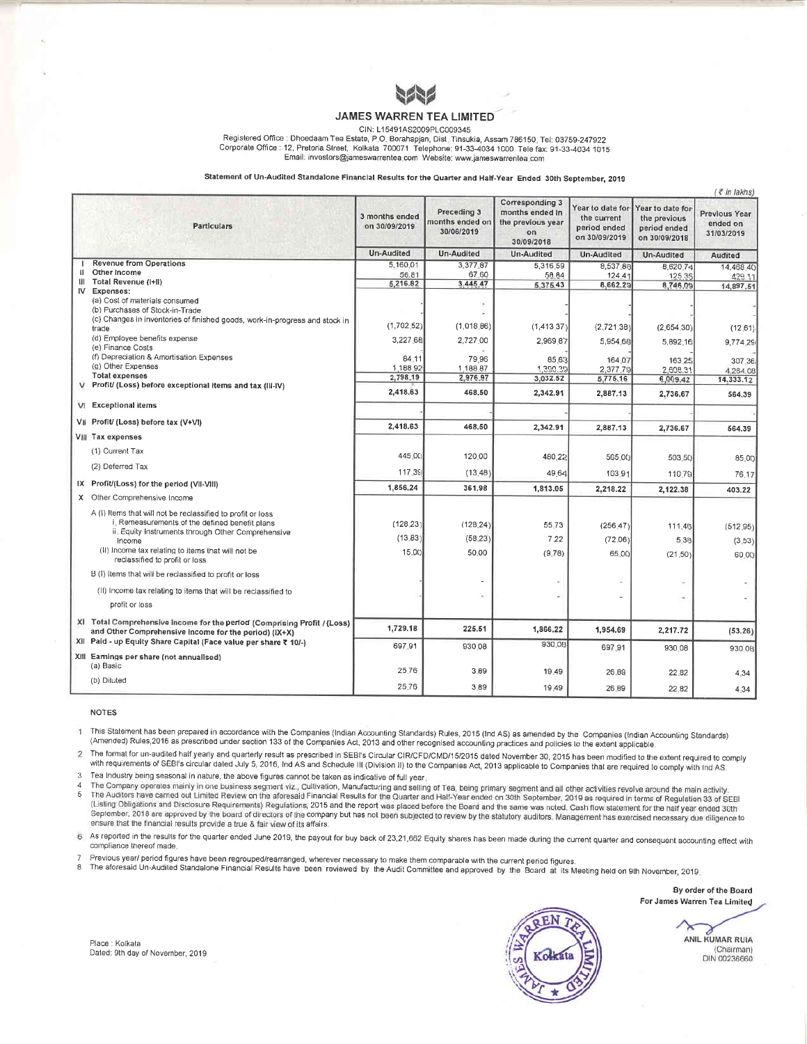# JAMES WARREN TEA LIMITED

CIN: L15491AS2009PLC009345

Registered Office : Dhoedaam Tea Estate, P.O. Borahapjan, Dist. Tinsukia, Assam 786150. Tel: 03759-247922
Corporate Office : 12, Pretoria Street, Kolkata 700071 Telephone: 91-33-4034 1000 Tele fax: 91-33-4034 1015
Email: investors@jameswarrentea.com Website: www.jameswarrentea.com

## Statement of Un-Audited Standalone Financial Results for the Quarter and Half-Year Ended 30th September, 2019

(₹ in lakhs)

| | Particulars | 3 months ended on 30/09/2019 | Preceding 3 months ended on 30/06/2019 | Corresponding 3 months ended in the previous year on 30/09/2018 | Year to date for the current period ended on 30/09/2019 | Year to date for the previous period ended on 30/09/2018 | Previous Year ended on 31/03/2019 |
|---|---|---|---|---|---|---|---|
| | | Un-Audited | Un-Audited | Un-Audited | Un-Audited | Un-Audited | Audited |
| I | Revenue from Operations | 5,160.01 | 3,377.87 | 5,316.59 | 8,537.88 | 8,620.74 | 14,468.40 |
| II | Other Income | 56.81 | 67.60 | 58.84 | 124.41 | 125.35 | 429.11 |
| III | Total Revenue (I+II) | 5,216.82 | 3,445.47 | 5,375.43 | 8,662.29 | 8,746.09 | 14,897.51 |
| IV | Expenses: | | | | | | |
| | (a) Cost of materials consumed | - | - | - | - | - | - |
| | (b) Purchases of Stock-in-Trade | - | - | - | - | - | - |
| | (c) Changes in inventories of finished goods, work-in-progress and stock in trade | (1,702.52) | (1,018.86) | (1,413.37) | (2,721.38) | (2,654.30) | (12.61) |
| | (d) Employee benefits expense | 3,227.68 | 2,727.00 | 2,969.87 | 5,954.68 | 5,892.16 | 9,774.29 |
| | (e) Finance Costs | - | - | - | - | - | - |
| | (f) Depreciation & Amortisation Expenses | 84.11 | 79.96 | 85.63 | 164.07 | 163.25 | 307.36 |
| | (g) Other Expenses | 1,188.92 | 1,188.87 | 1,390.39 | 2,377.79 | 2,608.31 | 4,264.08 |
| | Total expenses | 2,798.19 | 2,976.97 | 3,032.52 | 5,775.16 | 6,009.42 | 14,333.12 |
| V | Profit/ (Loss) before exceptional items and tax (III-IV) | 2,418.63 | 468.50 | 2,342.91 | 2,887.13 | 2,736.67 | 564.39 |
| VI | Exceptional items | - | - | - | - | - | - |
| VII | Profit/ (Loss) before tax (V+VI) | 2,418.63 | 468.50 | 2,342.91 | 2,887.13 | 2,736.67 | 564.39 |
| VIII | Tax expenses | | | | | | |
| | (1) Current Tax | 445.00 | 120.00 | 480.22 | 565.00 | 503.50 | 85.00 |
| | (2) Deferred Tax | 117.39 | (13.48) | 49.64 | 103.91 | 110.79 | 76.17 |
| IX | Profit/(Loss) for the period (VII-VIII) | 1,856.24 | 361.98 | 1,813.05 | 2,218.22 | 2,122.38 | 403.22 |
| X | Other Comprehensive Income | | | | | | |
| | A (I) Items that will not be reclassified to profit or loss | | | | | | |
| | i. Remeasurements of the defined benefit plans | (128.23) | (128.24) | 55.73 | (256.47) | 111.46 | (512.95) |
| | ii. Equity Instruments through Other Comprehensive Income | (13.83) | (58.23) | 7.22 | (72.06) | 5.38 | (3.53) |
| | (II) Income tax relating to items that will not be reclassified to profit or loss | 15.00 | 50.00 | (9.78) | 65.00 | (21.50) | 60.00 |
| | B (I) Items that will be reclassified to profit or loss | - | - | - | - | - | - |
| | (II) Income tax relating to items that will be reclassified to profit or loss | - | - | - | - | - | - |
| XI | Total Comprehensive Income for the period (Comprising Profit / (Loss) and Other Comprehensive Income for the period) (IX+X) | 1,729.18 | 225.51 | 1,866.22 | 1,954.69 | 2,217.72 | (53.26) |
| XII | Paid - up Equity Share Capital (Face value per share ₹ 10/-) | 697.91 | 930.08 | 930.08 | 697.91 | 930.08 | 930.08 |
| XIII | Earnings per share (not annualised) | | | | | | |
| | (a) Basic | 25.76 | 3.89 | 19.49 | 26.89 | 22.82 | 4.34 |
| | (b) Diluted | 25.76 | 3.89 | 19.49 | 26.89 | 22.82 | 4.34 |

**NOTES**

1. This Statement has been prepared in accordance with the Companies (Indian Accounting Standards) Rules, 2015 (Ind AS) as amended by the Companies (Indian Accounting Standards) (Amended) Rules,2016 as prescribed under section 133 of the Companies Act, 2013 and other recognised accounting practices and policies to the extent applicable.
2. The format for un-audited half yearly and quarterly result as prescribed in SEBI's Circular CIR/CFD/CMD/15/2015 dated November 30, 2015 has been modified to the extent required to comply with requirements of SEBI's circular dated July 5, 2016, Ind AS and Schedule III (Division II) to the Companies Act, 2013 applicable to Companies that are required to comply with Ind AS.
3. Tea Industry being seasonal in nature, the above figures cannot be taken as indicative of full year.
4. The Company operates mainly in one business segment viz., Cultivation, Manufacturing and selling of Tea, being primary segment and all other activities revolve around the main activity.
5. The Auditors have carried out Limited Review on the aforesaid Financial Results for the Quarter and Half-Year ended on 30th September, 2019 as required in terms of Regulation 33 of SEBI (Listing Obligations and Disclosure Requirements) Regulations, 2015 and the report was placed before the Board and the same was noted. Cash flow statement for the half year ended 30th September, 2018 are approved by the board of directors of the company but has not been subjected to review by the statutory auditors. Management has exercised necessary due diligence to ensure that the financial results provide a true & fair view of its affairs.
6. As reported in the results for the quarter ended June 2019, the payout for buy back of 23,21,662 Equity shares has been made during the current quarter and consequent accounting effect with compliance thereof made.
7. Previous year/ period figures have been regrouped/rearranged, wherever necessary to make them comparable with the current period figures.
8. The aforesaid Un-Audited Standalone Financial Results have been reviewed by the Audit Committee and approved by the Board at its Meeting held on 9th November, 2019.

By order of the Board
For James Warren Tea Limited

ANIL KUMAR RUIA
(Chairman)
DIN 00236660

Place : Kolkata
Dated: 9th day of November, 2019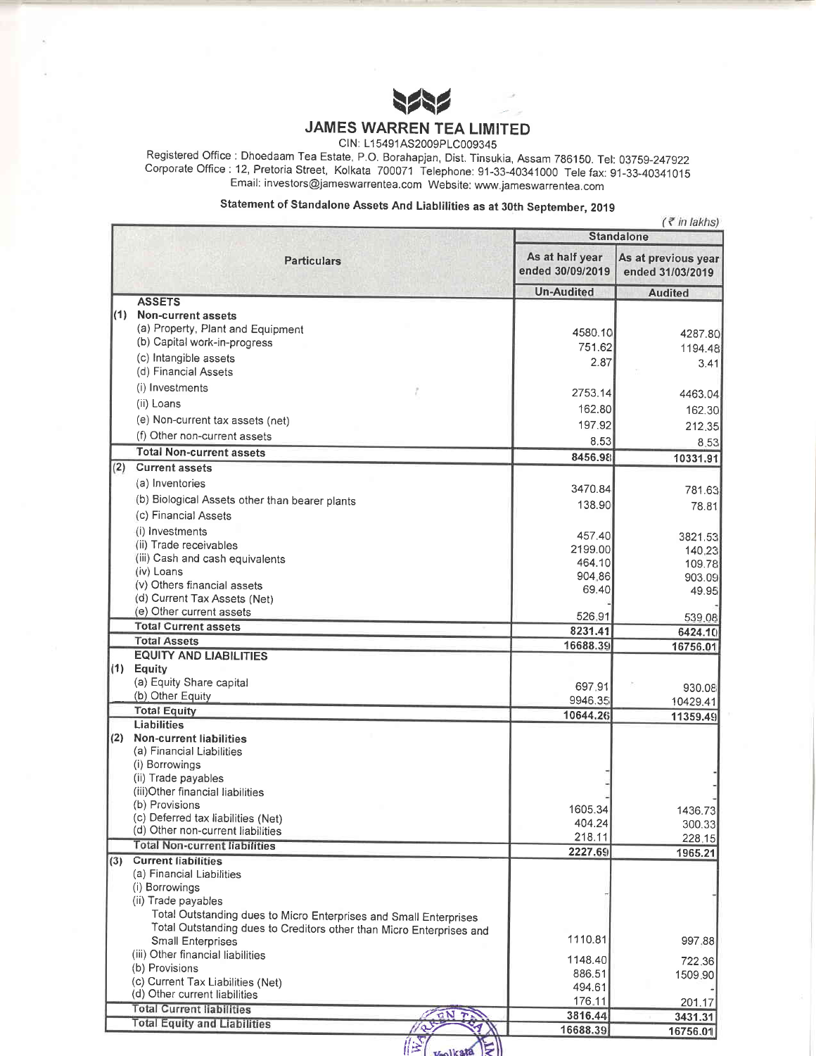# JAMES WARREN TEA LIMITED

CIN: L15491AS2009PLC009345

Registered Office : Dhoedaam Tea Estate, P.O. Borahapjan, Dist. Tinsukia, Assam 786150. Tel: 03759-247922
Corporate Office : 12, Pretoria Street, Kolkata 700071 Telephone: 91-33-40341000 Tele fax: 91-33-40341015
Email: investors@jameswarrentea.com Website: www.jameswarrentea.com

## Statement of Standalone Assets And Liablilities as at 30th September, 2019

(₹ in lakhs)

| | Particulars | Standalone | |
|---|---|---|---|
| | | As at half year ended 30/09/2019 | As at previous year ended 31/03/2019 |
| | | Un-Audited | Audited |
| | **ASSETS** | | |
| (1) | **Non-current assets** | | |
| | (a) Property, Plant and Equipment | 4580.10 | 4287.80 |
| | (b) Capital work-in-progress | 751.62 | 1194.48 |
| | (c) Intangible assets | 2.87 | 3.41 |
| | (d) Financial Assets | | |
| | (i) Investments | 2753.14 | 4463.04 |
| | (ii) Loans | 162.80 | 162.30 |
| | (e) Non-current tax assets (net) | 197.92 | 212.35 |
| | (f) Other non-current assets | 8.53 | 8.53 |
| | **Total Non-current assets** | **8456.98** | **10331.91** |
| (2) | **Current assets** | | |
| | (a) Inventories | 3470.84 | 781.63 |
| | (b) Biological Assets other than bearer plants | 138.90 | 78.81 |
| | (c) Financial Assets | | |
| | (i) Investments | 457.40 | 3821.53 |
| | (ii) Trade receivables | 2199.00 | 140.23 |
| | (iii) Cash and cash equivalents | 464.10 | 109.78 |
| | (iv) Loans | 904.86 | 903.09 |
| | (v) Others financial assets | 69.40 | 49.95 |
| | (d) Current Tax Assets (Net) | - | - |
| | (e) Other current assets | 526.91 | 539.08 |
| | **Total Current assets** | **8231.41** | **6424.10** |
| | **Total Assets** | **16688.39** | **16756.01** |
| | **EQUITY AND LIABILITIES** | | |
| (1) | **Equity** | | |
| | (a) Equity Share capital | 697.91 | 930.08 |
| | (b) Other Equity | 9946.35 | 10429.41 |
| | **Total Equity** | **10644.26** | **11359.49** |
| | **Liabilities** | | |
| (2) | **Non-current liabilities** | | |
| | (a) Financial Liabilities | | |
| | (i) Borrowings | - | - |
| | (ii) Trade payables | - | - |
| | (iii)Other financial liabilities | - | - |
| | (b) Provisions | 1605.34 | 1436.73 |
| | (c) Deferred tax liabilities (Net) | 404.24 | 300.33 |
| | (d) Other non-current liabilities | 218.11 | 228.15 |
| | **Total Non-current liabilities** | **2227.69** | **1965.21** |
| (3) | **Current liabilities** | | |
| | (a) Financial Liabilities | | |
| | (i) Borrowings | - | - |
| | (ii) Trade payables | | |
| | Total Outstanding dues to Micro Enterprises and Small Enterprises | | |
| | Total Outstanding dues to Creditors other than Micro Enterprises and Small Enterprises | 1110.81 | 997.88 |
| | (iii) Other financial liabilities | 1148.40 | 722.36 |
| | (b) Provisions | 886.51 | 1509.90 |
| | (c) Current Tax Liabilities (Net) | 494.61 | - |
| | (d) Other current liabilities | 176.11 | 201.17 |
| | **Total Current liabilities** | **3816.44** | **3431.31** |
| | **Total Equity and Liabilities** | **16688.39** | **16756.01** |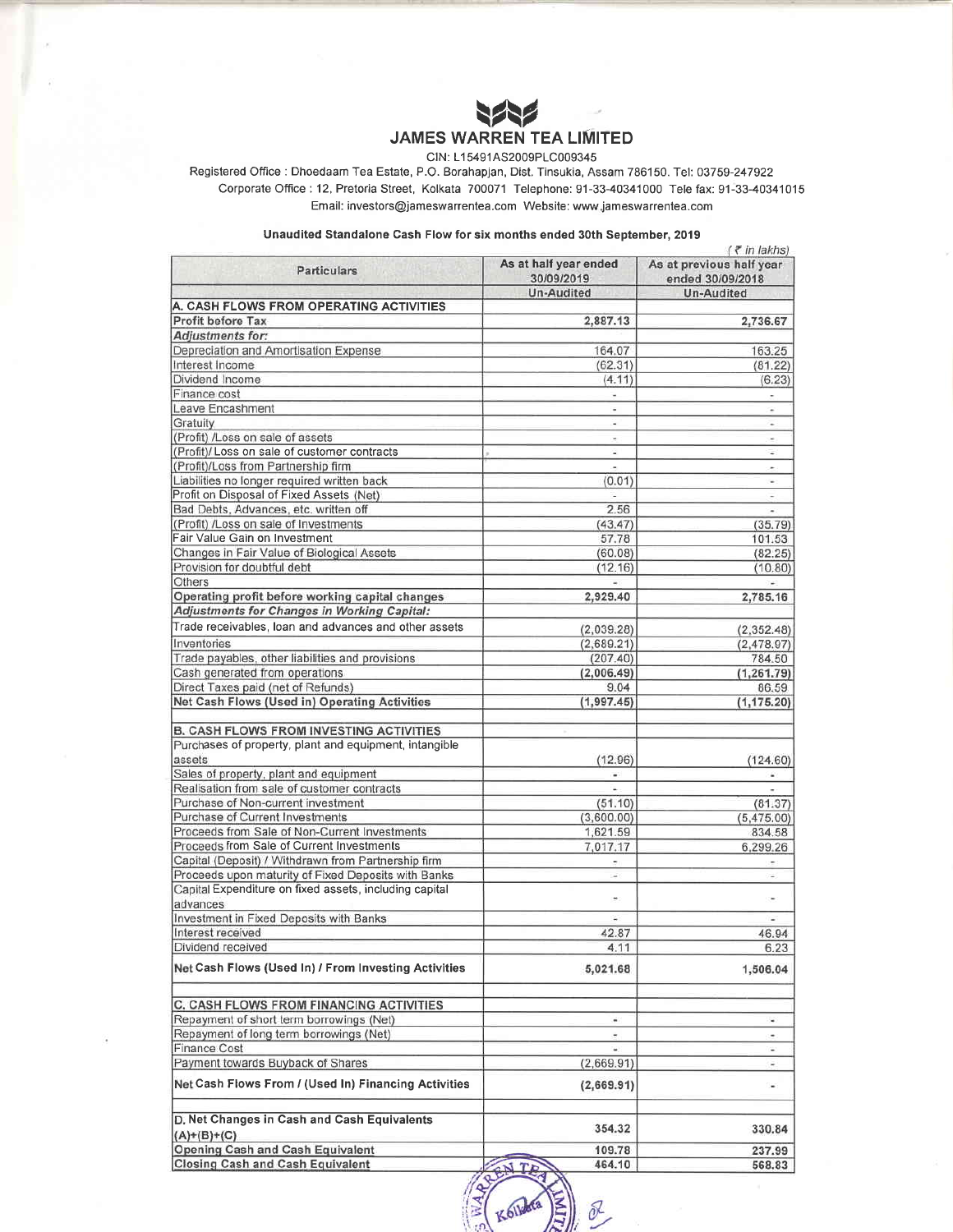# JAMES WARREN TEA LIMITED

CIN: L15491AS2009PLC009345

Registered Office : Dhoedaam Tea Estate, P.O. Borahapjan, Dist. Tinsukia, Assam 786150. Tel: 03759-247922

Corporate Office : 12, Pretoria Street, Kolkata 700071 Telephone: 91-33-40341000 Tele fax: 91-33-40341015

Email: investors@jameswarrentea.com Website: www.jameswarrentea.com

## Unaudited Standalone Cash Flow for six months ended 30th September, 2019

(₹ in lakhs)

| Particulars | As at half year ended 30/09/2019 | As at previous half year ended 30/09/2018 |
|---|---|---|
| | Un-Audited | Un-Audited |
| **A. CASH FLOWS FROM OPERATING ACTIVITIES** | | |
| **Profit before Tax** | **2,887.13** | **2,736.67** |
| ***Adjustments for:*** | | |
| Depreciation and Amortisation Expense | 164.07 | 163.25 |
| Interest Income | (62.31) | (61.22) |
| Dividend Income | (4.11) | (6.23) |
| Finance cost | - | - |
| Leave Encashment | - | - |
| Gratuity | - | - |
| (Profit) /Loss on sale of assets | - | - |
| (Profit)/ Loss on sale of customer contracts | - | - |
| (Profit)/Loss from Partnership firm | - | - |
| Liabilities no longer required written back | (0.01) | - |
| Profit on Disposal of Fixed Assets (Net) | - | - |
| Bad Debts, Advances, etc. written off | 2.56 | - |
| (Profit) /Loss on sale of Investments | (43.47) | (35.79) |
| Fair Value Gain on Investment | 57.78 | 101.53 |
| Changes in Fair Value of Biological Assets | (60.08) | (82.25) |
| Provision for doubtful debt | (12.16) | (10.80) |
| Others | - | - |
| **Operating profit before working capital changes** | **2,929.40** | **2,785.16** |
| ***Adjustments for Changes in Working Capital:*** | | |
| Trade receivables, loan and advances and other assets | (2,039.28) | (2,352.48) |
| Inventories | (2,689.21) | (2,478.97) |
| Trade payables, other liabilities and provisions | (207.40) | 784.50 |
| Cash generated from operations | **(2,006.49)** | **(1,261.79)** |
| Direct Taxes paid (net of Refunds) | 9.04 | 86.59 |
| **Net Cash Flows (Used in) Operating Activities** | **(1,997.45)** | **(1,175.20)** |
| | | |
| **B. CASH FLOWS FROM INVESTING ACTIVITIES** | | |
| Purchases of property, plant and equipment, intangible assets | (12.96) | (124.60) |
| Sales of property, plant and equipment | - | - |
| Realisation from sale of customer contracts | - | - |
| Purchase of Non-current investment | (51.10) | (81.37) |
| Purchase of Current Investments | (3,600.00) | (5,475.00) |
| Proceeds from Sale of Non-Current Investments | 1,621.59 | 834.58 |
| Proceeds from Sale of Current Investments | 7,017.17 | 6,299.26 |
| Capital (Deposit) / Withdrawn from Partnership firm | - | - |
| Proceeds upon maturity of Fixed Deposits with Banks | - | - |
| Capital Expenditure on fixed assets, including capital advances | - | - |
| Investment in Fixed Deposits with Banks | - | - |
| Interest received | 42.87 | 46.94 |
| Dividend received | 4.11 | 6.23 |
| **Net Cash Flows (Used In) / From Investing Activities** | **5,021.68** | **1,506.04** |
| | | |
| **C. CASH FLOWS FROM FINANCING ACTIVITIES** | | |
| Repayment of short term borrowings (Net) | - | - |
| Repayment of long term borrowings (Net) | - | - |
| Finance Cost | - | - |
| Payment towards Buyback of Shares | (2,669.91) | - |
| **Net Cash Flows From / (Used In) Financing Activities** | **(2,669.91)** | **-** |
| | | |
| **D. Net Changes in Cash and Cash Equivalents (A)+(B)+(C)** | **354.32** | **330.84** |
| **Opening Cash and Cash Equivalent** | **109.78** | **237.99** |
| **Closing Cash and Cash Equivalent** | **464.10** | **568.83** |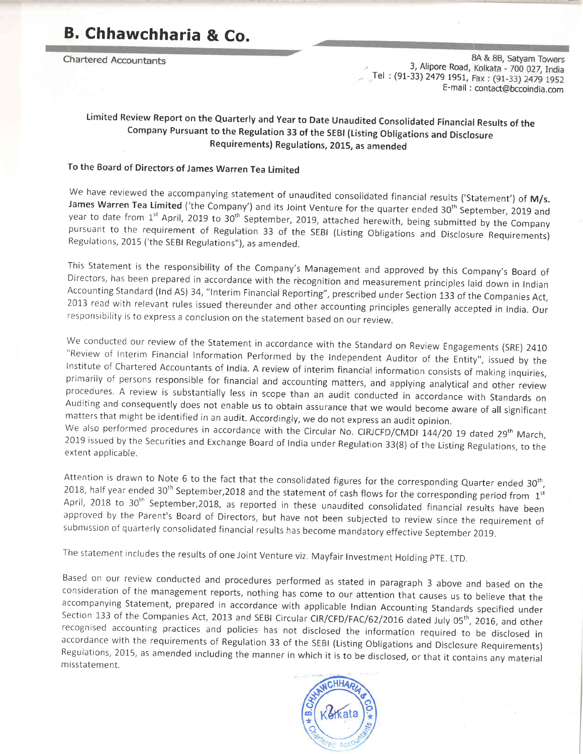# B. Chhawchharia & Co.

Chartered Accountants

8A & 8B, Satyam Towers
3, Alipore Road, Kolkata - 700 027, India
Tel : (91-33) 2479 1951, Fax : (91-33) 2479 1952
E-mail : contact@bccoindia.com

## Limited Review Report on the Quarterly and Year to Date Unaudited Consolidated Financial Results of the Company Pursuant to the Regulation 33 of the SEBI (Listing Obligations and Disclosure Requirements) Regulations, 2015, as amended

**To the Board of Directors of James Warren Tea Limited**

We have reviewed the accompanying statement of unaudited consolidated financial results ('Statement') of **M/s. James Warren Tea Limited** ('the Company') and its Joint Venture for the quarter ended 30th September, 2019 and year to date from 1st April, 2019 to 30th September, 2019, attached herewith, being submitted by the Company pursuant to the requirement of Regulation 33 of the SEBI (Listing Obligations and Disclosure Requirements) Regulations, 2015 ('the SEBI Regulations"), as amended.

This Statement is the responsibility of the Company's Management and approved by this Company's Board of Directors, has been prepared in accordance with the recognition and measurement principles laid down in Indian Accounting Standard (Ind AS) 34, "Interim Financial Reporting", prescribed under Section 133 of the Companies Act, 2013 read with relevant rules issued thereunder and other accounting principles generally accepted in India. Our responsibility is to express a conclusion on the statement based on our review.

We conducted our review of the Statement in accordance with the Standard on Review Engagements (SRE) 2410 "Review of Interim Financial Information Performed by the Independent Auditor of the Entity", issued by the Institute of Chartered Accountants of India. A review of interim financial information consists of making inquiries, primarily of persons responsible for financial and accounting matters, and applying analytical and other review procedures. A review is substantially less in scope than an audit conducted in accordance with Standards on Auditing and consequently does not enable us to obtain assurance that we would become aware of all significant matters that might be identified in an audit. Accordingly, we do not express an audit opinion.
We also performed procedures in accordance with the Circular No. CIRJCFD/CMDI 144/20 19 dated 29th March, 2019 issued by the Securities and Exchange Board of India under Regulation 33(8) of the Listing Regulations, to the extent applicable.

Attention is drawn to Note 6 to the fact that the consolidated figures for the corresponding Quarter ended 30th, 2018, half year ended 30th September,2018 and the statement of cash flows for the corresponding period from 1st April, 2018 to 30th September,2018, as reported in these unaudited consolidated financial results have been approved by the Parent's Board of Directors, but have not been subjected to review since the requirement of submission of quarterly consolidated financial results has become mandatory effective September 2019.

The statement includes the results of one Joint Venture viz. Mayfair Investment Holding PTE. LTD.

Based on our review conducted and procedures performed as stated in paragraph 3 above and based on the consideration of the management reports, nothing has come to our attention that causes us to believe that the accompanying Statement, prepared in accordance with applicable Indian Accounting Standards specified under Section 133 of the Companies Act, 2013 and SEBI Circular CIR/CFD/FAC/62/2016 dated July 05th, 2016, and other recognised accounting practices and policies has not disclosed the information required to be disclosed in accordance with the requirements of Regulation 33 of the SEBI (Listing Obligations and Disclosure Requirements) Regulations, 2015, as amended including the manner in which it is to be disclosed, or that it contains any material misstatement.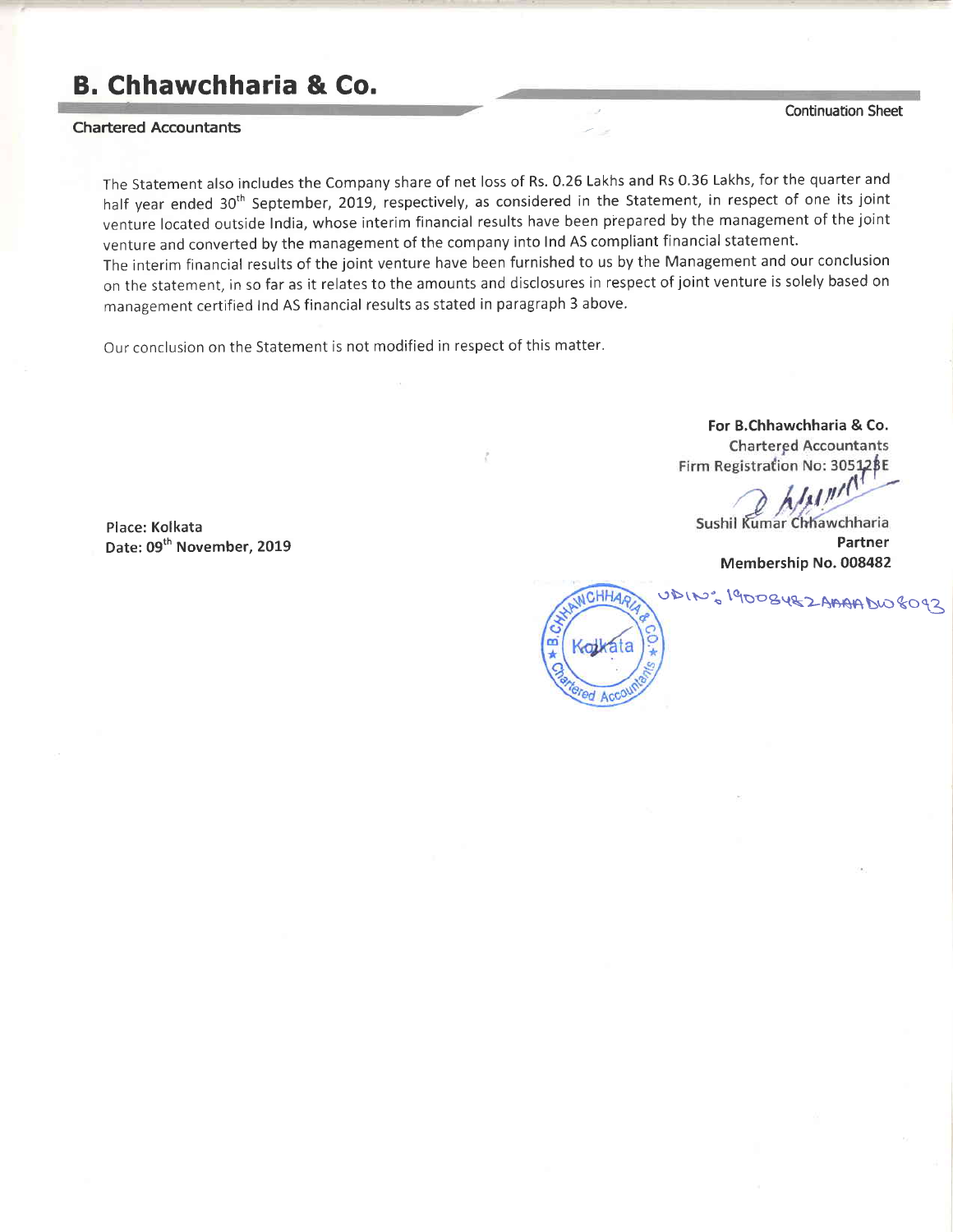The Statement also includes the Company share of net loss of Rs. 0.26 Lakhs and Rs 0.36 Lakhs, for the quarter and half year ended 30th September, 2019, respectively, as considered in the Statement, in respect of one its joint venture located outside India, whose interim financial results have been prepared by the management of the joint venture and converted by the management of the company into Ind AS compliant financial statement.

The interim financial results of the joint venture have been furnished to us by the Management and our conclusion on the statement, in so far as it relates to the amounts and disclosures in respect of joint venture is solely based on management certified Ind AS financial results as stated in paragraph 3 above.

Our conclusion on the Statement is not modified in respect of this matter.

**For B.Chhawchharia & Co.**
Chartered Accountants
Firm Registration No: 305123E

Sushil Kumar Chhawchharia
**Partner**
**Membership No. 008482**

UDIN: 19008482AAAADW8093

**Place: Kolkata**
**Date: 09th November, 2019**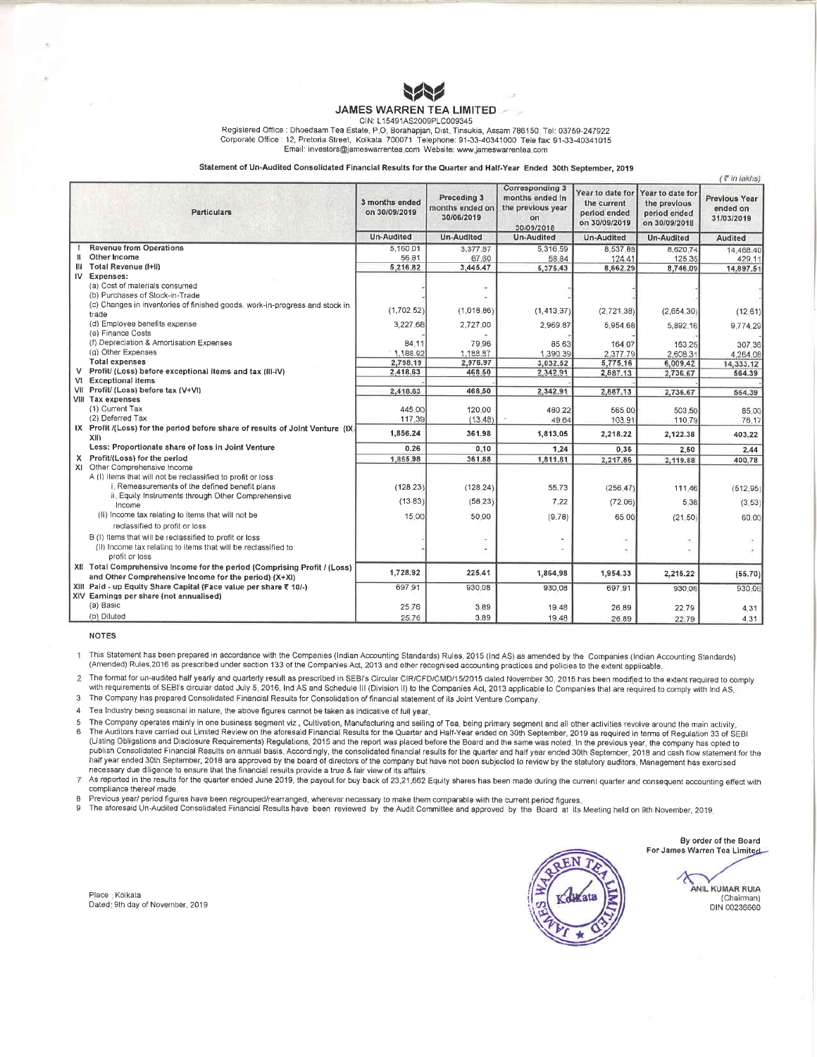# JAMES WARREN TEA LIMITED

CIN: L15491AS2009PLC009345

Registered Office : Dhoedaam Tea Estate, P.O. Borahapjan, Dist. Tinsukia, Assam 786150. Tel: 03759-247922

Corporate Office : 12, Pretoria Street, Kolkata 700071 Telephone: 91-33-40341000 Tele fax: 91-33-40341015

Email: investors@jameswarrentea.com Website: www.jameswarrentea.com

## Statement of Un-Audited Consolidated Financial Results for the Quarter and Half-Year Ended 30th September, 2019

(₹ in lakhs)

| | Particulars | 3 months ended on 30/09/2019 | Preceding 3 months ended on 30/06/2019 | Corresponding 3 months ended in the previous year on 30/09/2018 | Year to date for the current period ended on 30/09/2019 | Year to date for the previous period ended on 30/09/2018 | Previous Year ended on 31/03/2019 |
|---|---|---|---|---|---|---|---|
| | | Un-Audited | Un-Audited | Un-Audited | Un-Audited | Un-Audited | Audited |
| I | Revenue from Operations | 5,160.01 | 3,377.87 | 5,316.59 | 8,537.88 | 8,620.74 | 14,468.40 |
| II | Other Income | 56.81 | 67.60 | 58.84 | 124.41 | 125.35 | 429.11 |
| III | Total Revenue (I+II) | 5,216.82 | 3,445.47 | 5,375.43 | 8,662.29 | 8,746.09 | 14,897.51 |
| IV | Expenses: | | | | | | |
| | (a) Cost of materials consumed | - | - | - | - | - | - |
| | (b) Purchases of Stock-in-Trade | - | - | - | - | - | - |
| | (c) Changes in inventories of finished goods, work-in-progress and stock in trade | (1,702.52) | (1,018.86) | (1,413.37) | (2,721.38) | (2,654.30) | (12.61) |
| | (d) Employee benefits expense | 3,227.68 | 2,727.00 | 2,969.87 | 5,954.68 | 5,892.16 | 9,774.29 |
| | (e) Finance Costs | - | - | - | - | - | - |
| | (f) Depreciation & Amortisation Expenses | 84.11 | 79.96 | 85.63 | 164.07 | 163.25 | 307.36 |
| | (g) Other Expenses | 1,188.92 | 1,188.87 | 1,390.39 | 2,377.79 | 2,608.31 | 4,264.08 |
| | Total expenses | 2,798.19 | 2,976.97 | 3,032.52 | 5,775.16 | 6,009.42 | 14,333.12 |
| V | Profit/ (Loss) before exceptional items and tax (III-IV) | 2,418.63 | 468.50 | 2,342.91 | 2,887.13 | 2,736.67 | 564.39 |
| VI | Exceptional items | - | - | - | - | - | - |
| VII | Profit/ (Loss) before tax (V+VI) | 2,418.63 | 468.50 | 2,342.91 | 2,887.13 | 2,736.67 | 564.39 |
| VIII | Tax expenses | | | | | | |
| | (1) Current Tax | 445.00 | 120.00 | 480.22 | 565.00 | 503.50 | 85.00 |
| | (2) Deferred Tax | 117.39 | (13.48) | 49.64 | 103.91 | 110.79 | 76.17 |
| IX | Profit /(Loss) for the period before share of results of Joint Venture (IX-XII) | 1,856.24 | 361.98 | 1,813.05 | 2,218.22 | 2,122.38 | 403.22 |
| | Less: Proportionate share of loss in Joint Venture | 0.26 | 0.10 | 1.24 | 0.36 | 2.50 | 2.44 |
| X | Profit/(Loss) for the period | 1,855.98 | 361.88 | 1,811.81 | 2,217.86 | 2,119.88 | 400.78 |
| XI | Other Comprehensive Income | | | | | | |
| | A (i) Items that will not be reclassified to profit or loss | | | | | | |
| | i. Remeasurements of the defined benefit plans | (128.23) | (128.24) | 55.73 | (256.47) | 111.46 | (512.95) |
| | ii. Equity Instruments through Other Comprehensive Income | (13.83) | (58.23) | 7.22 | (72.06) | 5.38 | (3.53) |
| | (ii) Income tax relating to items that will not be reclassified to profit or loss | 15.00 | 50.00 | (9.78) | 65.00 | (21.50) | 60.00 |
| | B (i) Items that will be reclassified to profit or loss | - | - | - | - | - | - |
| | (ii) Income tax relating to items that will be reclassified to profit or loss | - | - | - | - | - | - |
| XII | Total Comprehensive Income for the period (Comprising Profit / (Loss) and Other Comprehensive Income for the period) (X+XI) | 1,728.92 | 225.41 | 1,864.98 | 1,954.33 | 2,215.22 | (55.70) |
| XIII | Paid - up Equity Share Capital (Face value per share ₹ 10/-) | 697.91 | 930.08 | 930.08 | 697.91 | 930.08 | 930.08 |
| XIV | Earnings per share (not annualised) | | | | | | |
| | (a) Basic | 25.76 | 3.89 | 19.48 | 26.89 | 22.79 | 4.31 |
| | (b) Diluted | 25.76 | 3.89 | 19.48 | 26.89 | 22.79 | 4.31 |

### NOTES

1. This Statement has been prepared in accordance with the Companies (Indian Accounting Standards) Rules, 2015 (Ind AS) as amended by the Companies (Indian Accounting Standards) (Amended) Rules,2016 as prescribed under section 133 of the Companies Act, 2013 and other recognised accounting practices and policies to the extent applicable.
2. The format for un-audited half yearly and quarterly result as prescribed in SEBI's Circular CIR/CFD/CMD/15/2015 dated November 30, 2015 has been modified to the extent required to comply with requirements of SEBI's circular dated July 5, 2016, Ind AS and Schedule III (Division II) to the Companies Act, 2013 applicable to Companies that are required to comply with Ind AS.
3. The Company has prepared Consolidated Financial Results for Consolidation of financial statement of its Joint Venture Company.
4. Tea Industry being seasonal in nature, the above figures cannot be taken as indicative of full year.
5. The Company operates mainly in one business segment viz., Cultivation, Manufacturing and selling of Tea, being primary segment and all other activities revolve around the main activity.
6. The Auditors have carried out Limited Review on the aforesaid Financial Results for the Quarter and Half-Year ended on 30th September, 2019 as required in terms of Regulation 33 of SEBI (Listing Obligations and Disclosure Requirements) Regulations, 2015 and the report was placed before the Board and the same was noted. In the previous year, the company has opted to publish Consolidated Financial Results on annual basis. Accordingly, the consolidated financial results for the quarter and half year ended 30th September, 2018 and cash flow statement for the half year ended 30th September, 2018 are approved by the board of directors of the company but have not been subjected to review by the statutory auditors. Management has exercised necessary due diligence to ensure that the financial results provide a true & fair view of its affairs.
7. As reported in the results for the quarter ended June 2019, the payout for buy back of 23,21,662 Equity shares has been made during the current quarter and consequent accounting effect with compliance thereof made.
8. Previous year/ period figures have been regrouped/rearranged, wherever necessary to make them comparable with the current period figures.
9. The aforesaid Un-Audited Consolidated Financial Results have been reviewed by the Audit Committee and approved by the Board at its Meeting held on 9th November, 2019.

By order of the Board
For James Warren Tea Limited

ANIL KUMAR RUIA
(Chairman)
DIN 00236660

Place : Kolkata
Dated: 9th day of November, 2019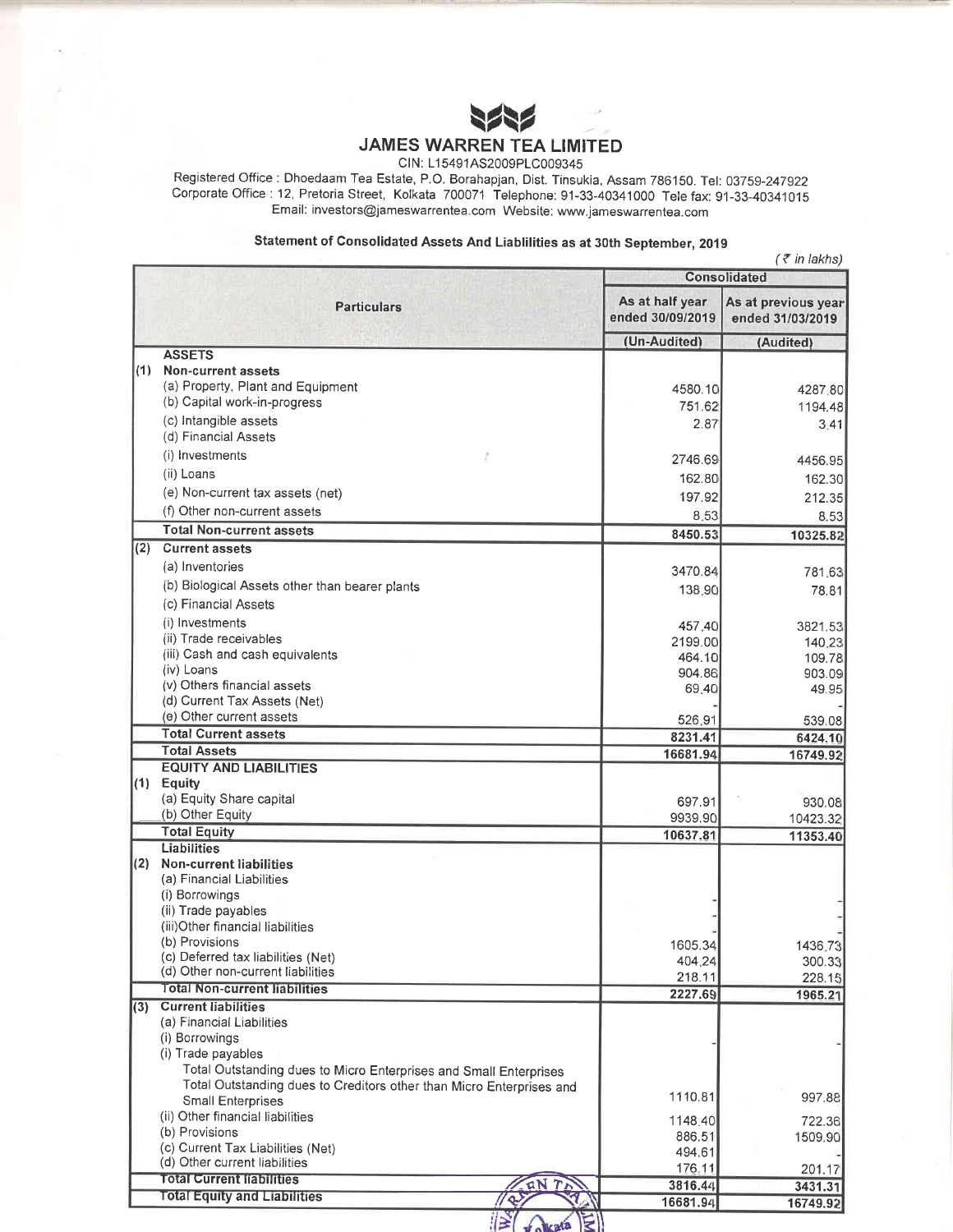# JAMES WARREN TEA LIMITED

CIN: L15491AS2009PLC009345

Registered Office : Dhoedaam Tea Estate, P.O. Borahapjan, Dist. Tinsukia, Assam 786150. Tel: 03759-247922
Corporate Office : 12, Pretoria Street, Kolkata 700071 Telephone: 91-33-40341000 Tele fax: 91-33-40341015
Email: investors@jameswarrentea.com Website: www.jameswarrentea.com

## Statement of Consolidated Assets And Liablilities as at 30th September, 2019

(₹ in lakhs)

| | Particulars | Consolidated | |
|---|---|---|---|
| | | As at half year ended 30/09/2019 | As at previous year ended 31/03/2019 |
| | | (Un-Audited) | (Audited) |
| | **ASSETS** | | |
| (1) | **Non-current assets** | | |
| | (a) Property, Plant and Equipment | 4580.10 | 4287.80 |
| | (b) Capital work-in-progress | 751.62 | 1194.48 |
| | (c) Intangible assets | 2.87 | 3.41 |
| | (d) Financial Assets | | |
| | (i) Investments | 2746.69 | 4456.95 |
| | (ii) Loans | 162.80 | 162.30 |
| | (e) Non-current tax assets (net) | 197.92 | 212.35 |
| | (f) Other non-current assets | 8.53 | 8.53 |
| | **Total Non-current assets** | **8450.53** | **10325.82** |
| (2) | **Current assets** | | |
| | (a) Inventories | 3470.84 | 781.63 |
| | (b) Biological Assets other than bearer plants | 138.90 | 78.81 |
| | (c) Financial Assets | | |
| | (i) Investments | 457.40 | 3821.53 |
| | (ii) Trade receivables | 2199.00 | 140.23 |
| | (iii) Cash and cash equivalents | 464.10 | 109.78 |
| | (iv) Loans | 904.86 | 903.09 |
| | (v) Others financial assets | 69.40 | 49.95 |
| | (d) Current Tax Assets (Net) | - | - |
| | (e) Other current assets | 526.91 | 539.08 |
| | **Total Current assets** | **8231.41** | **6424.10** |
| | **Total Assets** | **16681.94** | **16749.92** |
| | **EQUITY AND LIABILITIES** | | |
| (1) | **Equity** | | |
| | (a) Equity Share capital | 697.91 | 930.08 |
| | (b) Other Equity | 9939.90 | 10423.32 |
| | **Total Equity** | **10637.81** | **11353.40** |
| | **Liabilities** | | |
| (2) | **Non-current liabilities** | | |
| | (a) Financial Liabilities | | |
| | (i) Borrowings | - | - |
| | (ii) Trade payables | - | - |
| | (iii)Other financial liabilities | - | - |
| | (b) Provisions | 1605.34 | 1436.73 |
| | (c) Deferred tax liabilities (Net) | 404.24 | 300.33 |
| | (d) Other non-current liabilities | 218.11 | 228.15 |
| | **Total Non-current liabilities** | **2227.69** | **1965.21** |
| (3) | **Current liabilities** | | |
| | (a) Financial Liabilities | | |
| | (i) Borrowings | - | - |
| | (i) Trade payables | | |
| | Total Outstanding dues to Micro Enterprises and Small Enterprises | | |
| | Total Outstanding dues to Creditors other than Micro Enterprises and Small Enterprises | 1110.81 | 997.88 |
| | (ii) Other financial liabilities | 1148.40 | 722.36 |
| | (b) Provisions | 886.51 | 1509.90 |
| | (c) Current Tax Liabilities (Net) | 494.61 | - |
| | (d) Other current liabilities | 176.11 | 201.17 |
| | **Total Current liabilities** | **3816.44** | **3431.31** |
| | **Total Equity and Liabilities** | **16681.94** | **16749.92** |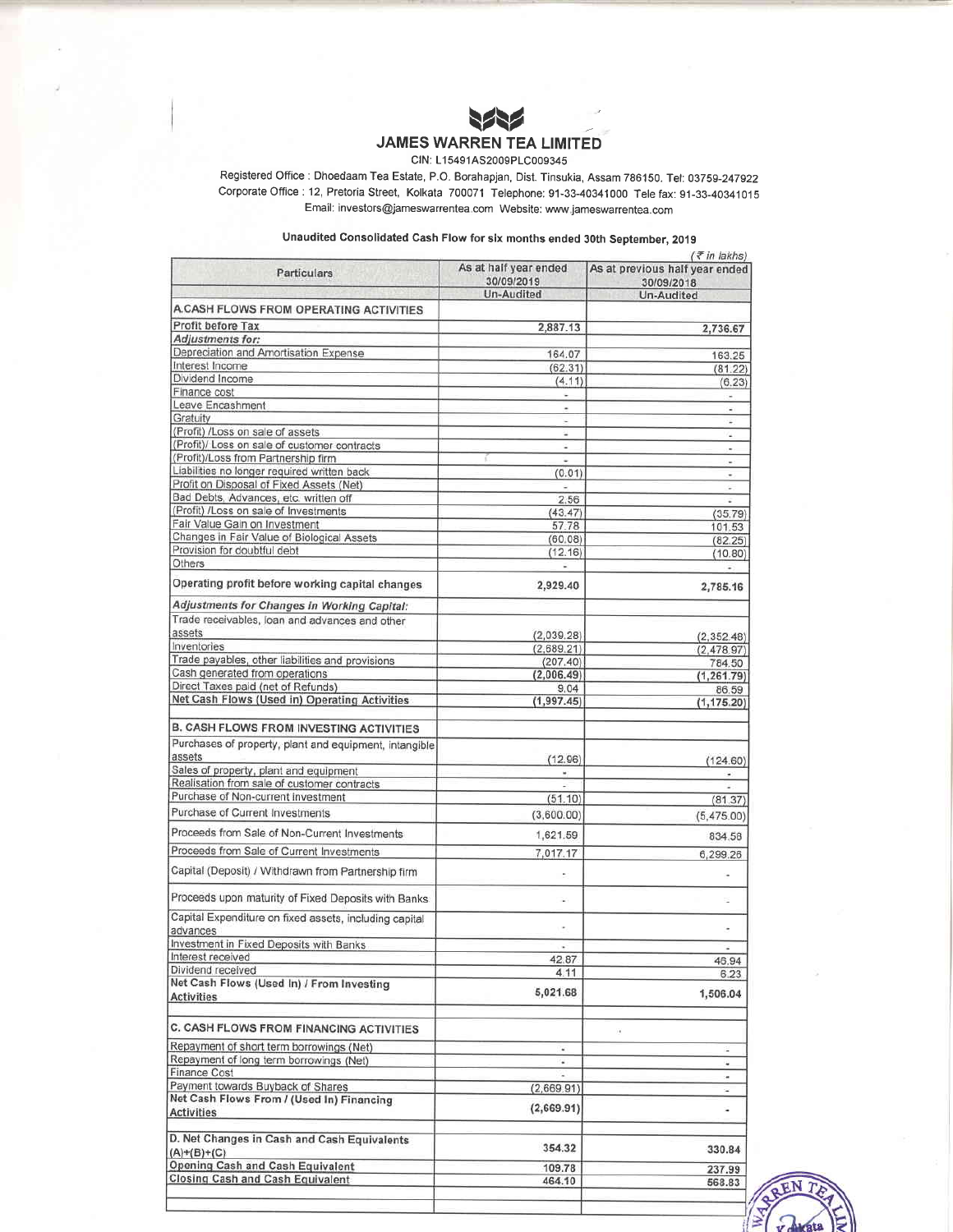# JAMES WARREN TEA LIMITED

CIN: L15491AS2009PLC009345

Registered Office : Dhoedaam Tea Estate, P.O. Borahapjan, Dist. Tinsukia, Assam 786150. Tel: 03759-247922
Corporate Office : 12, Pretoria Street, Kolkata 700071 Telephone: 91-33-40341000 Tele fax: 91-33-40341015
Email: investors@jameswarrentea.com Website: www.jameswarrentea.com

## Unaudited Consolidated Cash Flow for six months ended 30th September, 2019

(₹ in lakhs)

| Particulars | As at half year ended 30/09/2019 | As at previous half year ended 30/09/2018 |
|---|---|---|
| | Un-Audited | Un-Audited |
| **A.CASH FLOWS FROM OPERATING ACTIVITIES** | | |
| Profit before Tax | 2,887.13 | 2,736.67 |
| *Adjustments for:* | | |
| Depreciation and Amortisation Expense | 164.07 | 163.25 |
| Interest Income | (62.31) | (81.22) |
| Dividend Income | (4.11) | (6.23) |
| Finance cost | - | - |
| Leave Encashment | - | - |
| Gratuity | - | - |
| (Profit) /Loss on sale of assets | - | - |
| (Profit)/ Loss on sale of customer contracts | - | - |
| (Profit)/Loss from Partnership firm | - | - |
| Liabilities no longer required written back | (0.01) | - |
| Profit on Disposal of Fixed Assets (Net) | - | - |
| Bad Debts, Advances, etc. written off | 2.56 | - |
| (Profit) /Loss on sale of Investments | (43.47) | (35.79) |
| Fair Value Gain on Investment | 57.78 | 101.53 |
| Changes in Fair Value of Biological Assets | (60.08) | (82.25) |
| Provision for doubtful debt | (12.16) | (10.80) |
| Others | - | - |
| Operating profit before working capital changes | 2,929.40 | 2,785.16 |
| *Adjustments for Changes in Working Capital:* | | |
| Trade receivables, loan and advances and other assets | (2,039.28) | (2,352.48) |
| Inventories | (2,689.21) | (2,478.97) |
| Trade payables, other liabilities and provisions | (207.40) | 784.50 |
| Cash generated from operations | (2,006.49) | (1,261.79) |
| Direct Taxes paid (net of Refunds) | 9.04 | 86.59 |
| **Net Cash Flows (Used in) Operating Activities** | **(1,997.45)** | **(1,175.20)** |
| **B. CASH FLOWS FROM INVESTING ACTIVITIES** | | |
| Purchases of property, plant and equipment, intangible assets | (12.96) | (124.60) |
| Sales of property, plant and equipment | - | - |
| Realisation from sale of customer contracts | - | - |
| Purchase of Non-current Investment | (51.10) | (81.37) |
| Purchase of Current Investments | (3,600.00) | (5,475.00) |
| Proceeds from Sale of Non-Current Investments | 1,621.59 | 834.58 |
| Proceeds from Sale of Current Investments | 7,017.17 | 6,299.26 |
| Capital (Deposit) / Withdrawn from Partnership firm | - | - |
| Proceeds upon maturity of Fixed Deposits with Banks | - | - |
| Capital Expenditure on fixed assets, including capital advances | - | - |
| Investment in Fixed Deposits with Banks | - | - |
| Interest received | 42.87 | 46.94 |
| Dividend received | 4.11 | 6.23 |
| **Net Cash Flows (Used In) / From Investing Activities** | **5,021.68** | **1,506.04** |
| **C. CASH FLOWS FROM FINANCING ACTIVITIES** | | |
| Repayment of short term borrowings (Net) | - | - |
| Repayment of long term borrowings (Net) | - | - |
| Finance Cost | - | - |
| Payment towards Buyback of Shares | (2,669.91) | - |
| **Net Cash Flows From / (Used In) Financing Activities** | **(2,669.91)** | **-** |
| **D. Net Changes in Cash and Cash Equivalents (A)+(B)+(C)** | **354.32** | **330.84** |
| **Opening Cash and Cash Equivalent** | **109.78** | **237.99** |
| **Closing Cash and Cash Equivalent** | **464.10** | **568.83** |